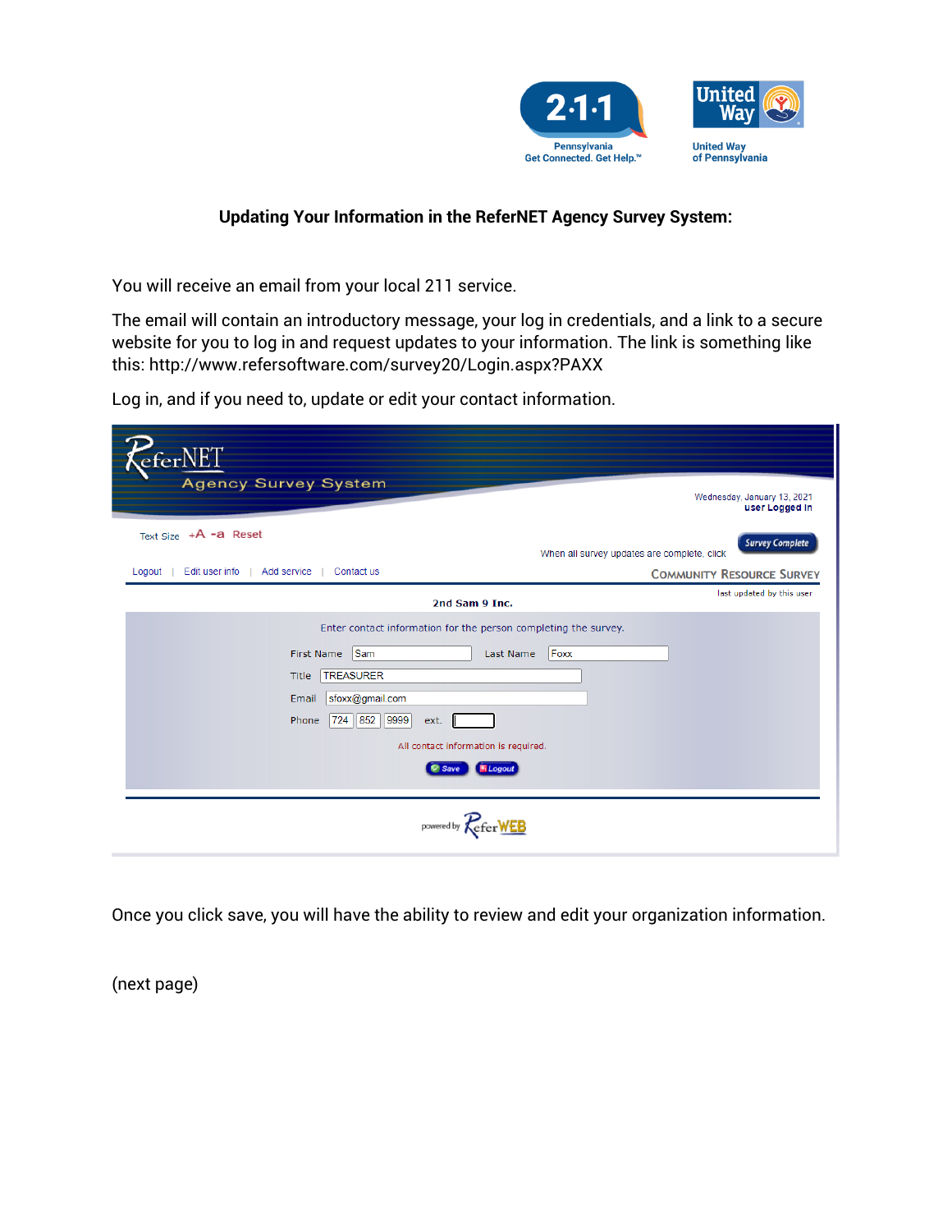## Updating Your Information in the ReferNET Agency Survey System:

You will receive an email from your local 211 service.

The email will contain an introductory message, your log in credentials, and a link to a secure website for you to log in and request updates to your information. The link is something like this: http://www.refersoftware.com/survey20/Login.aspx?PAXX

Log in, and if you need to, update or edit your contact information.

Once you click save, you will have the ability to review and edit your organization information.

(next page)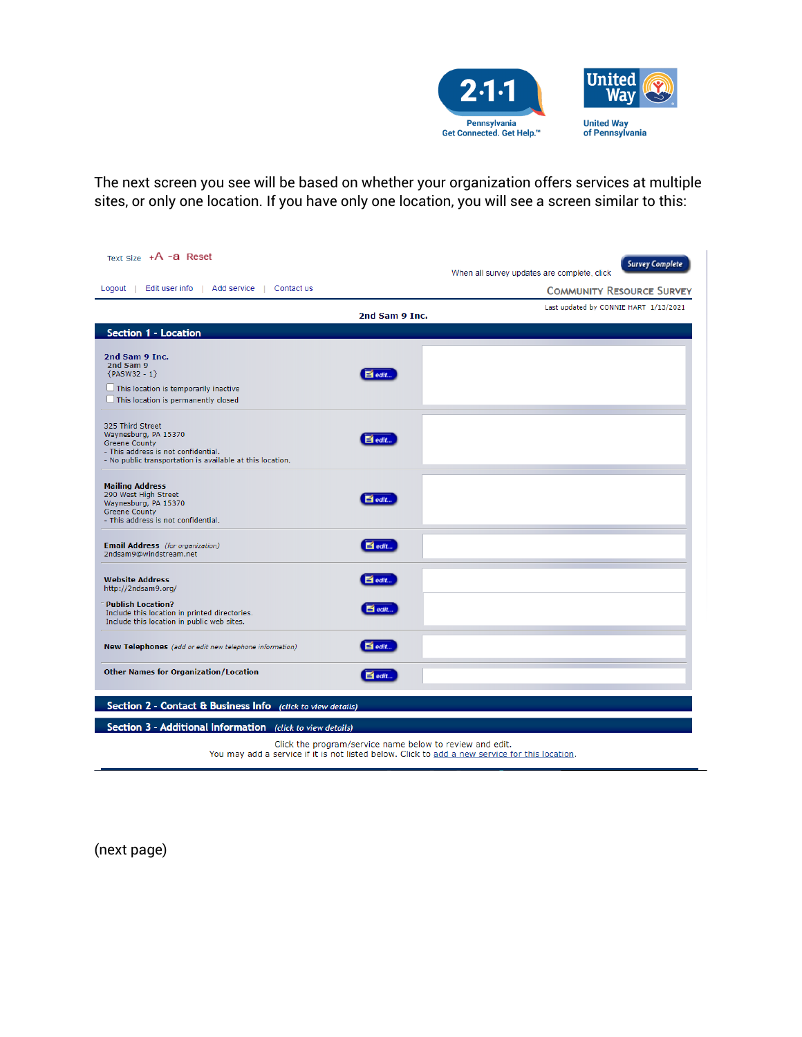The next screen you see will be based on whether your organization offers services at multiple sites, or only one location. If you have only one location, you will see a screen similar to this:

Text Size +A -a Reset

Logout | Edit user info | Add service | Contact us

When all survey updates are complete, click **Survey Complete**

COMMUNITY RESOURCE SURVEY

Last updated by CONNIE HART 1/13/2021

**2nd Sam 9 Inc.**

## Section 1 - Location

**2nd Sam 9 Inc.**
2nd Sam 9
{PASW32 - 1}
☐ This location is temporarily inactive
☐ This location is permanently closed

edit...

325 Third Street
Waynesburg, PA 15370
Greene County
- This address is not confidential.
- No public transportation is available at this location.

edit...

**Mailing Address**
290 West High Street
Waynesburg, PA 15370
Greene County
- This address is not confidential.

edit...

**Email Address** *(for organization)*
2ndsam9@windstream.net

edit...

**Website Address**
http://2ndsam9.org/

edit...

**Publish Location?**
Include this location in printed directories.
Include this location in public web sites.

edit...

**New Telephones** *(add or edit new telephone information)*

edit...

**Other Names for Organization/Location**

edit...

## Section 2 - Contact & Business Info *(click to view details)*

## Section 3 - Additional Information *(click to view details)*

Click the program/service name below to review and edit.
You may add a service if it is not listed below. Click to add a new service for this location.

(next page)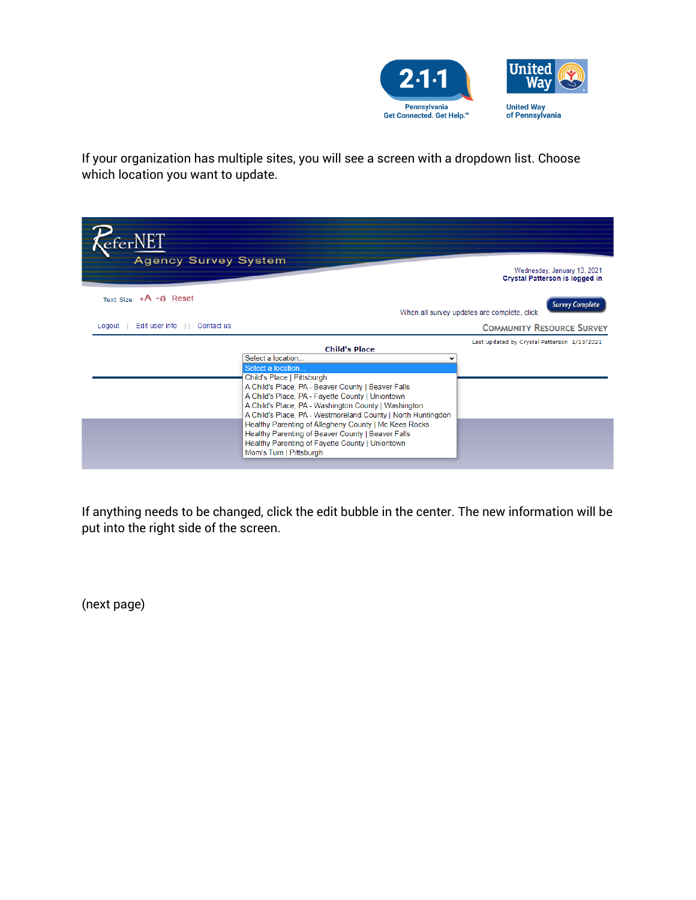If your organization has multiple sites, you will see a screen with a dropdown list. Choose which location you want to update.

If anything needs to be changed, click the edit bubble in the center. The new information will be put into the right side of the screen.

(next page)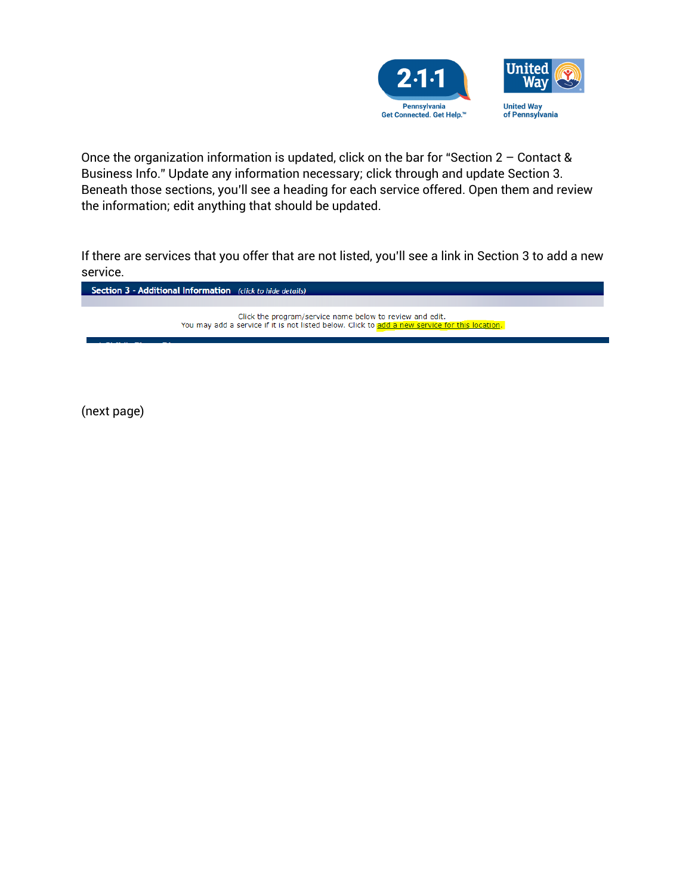Once the organization information is updated, click on the bar for “Section 2 – Contact & Business Info." Update any information necessary; click through and update Section 3. Beneath those sections, you’ll see a heading for each service offered. Open them and review the information; edit anything that should be updated.

If there are services that you offer that are not listed, you’ll see a link in Section 3 to add a new service.

**Section 3 - Additional Information** *(click to hide details)*

Click the program/service name below to review and edit.
You may add a service if it is not listed below. Click to add a new service for this location.

(next page)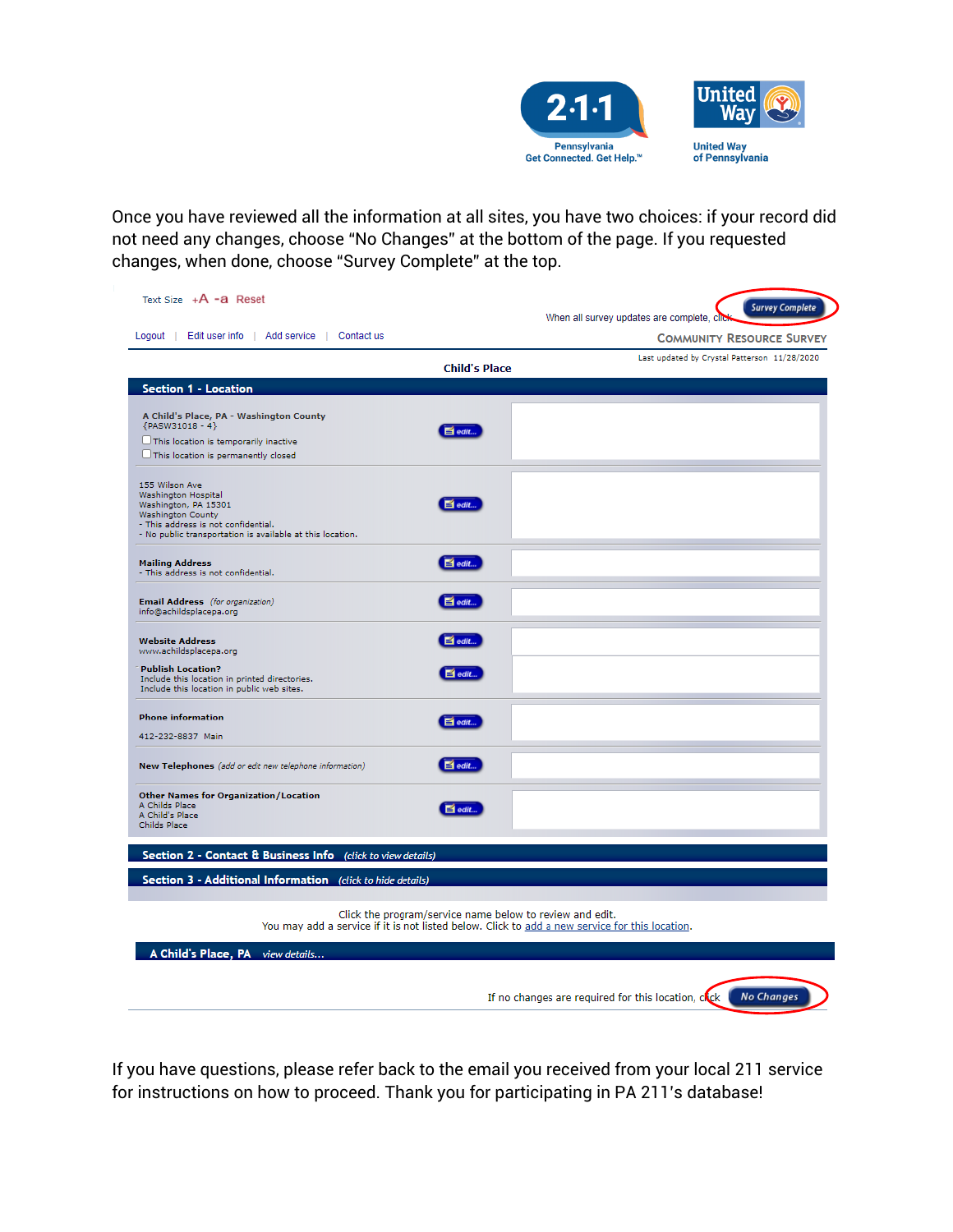2·1·1 Pennsylvania Get Connected. Get Help.™

United Way of Pennsylvania

Once you have reviewed all the information at all sites, you have two choices: if your record did not need any changes, choose “No Changes” at the bottom of the page. If you requested changes, when done, choose “Survey Complete” at the top.

Text Size +A -a Reset

When all survey updates are complete, click **Survey Complete**

Logout | Edit user info | Add service | Contact us

COMMUNITY RESOURCE SURVEY

Last updated by Crystal Patterson 11/28/2020

**Child's Place**

**Section 1 - Location**

**A Child's Place, PA - Washington County**
{PASW31018 - 4}
☐ This location is temporarily inactive
☐ This location is permanently closed

155 Wilson Ave
Washington Hospital
Washington, PA 15301
Washington County
- This address is not confidential.
- No public transportation is available at this location.

**Mailing Address**
- This address is not confidential.

**Email Address** *(for organization)*
info@achildsplacepa.org

**Website Address**
www.achildsplacepa.org

**Publish Location?**
Include this location in printed directories.
Include this location in public web sites.

**Phone information**
412-232-8837 Main

**New Telephones** *(add or edit new telephone information)*

**Other Names for Organization/Location**
A Childs Place
A Child's Place
Childs Place

**Section 2 - Contact & Business Info** *(click to view details)*

**Section 3 - Additional Information** *(click to hide details)*

Click the program/service name below to review and edit.
You may add a service if it is not listed below. Click to add a new service for this location.

**A Child's Place, PA** *view details...*

If no changes are required for this location, click **No Changes**

If you have questions, please refer back to the email you received from your local 211 service for instructions on how to proceed. Thank you for participating in PA 211's database!